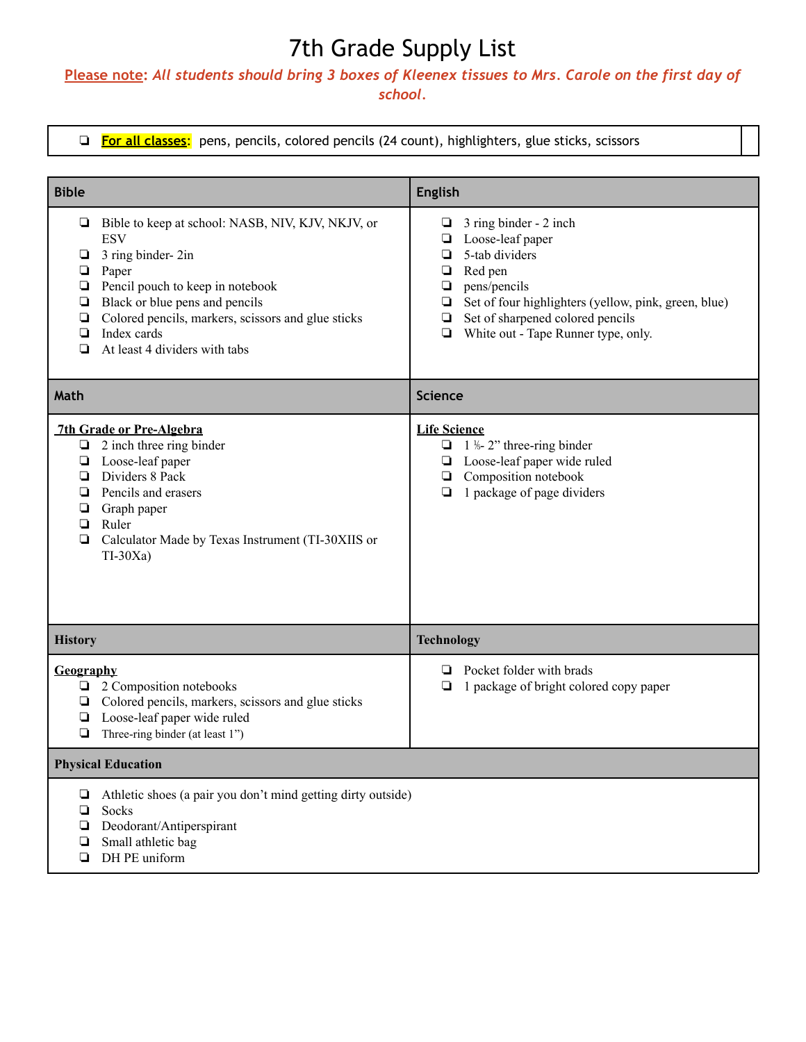# 7th Grade Supply List

<u>Please note</u>: ***All students should bring 3 boxes of Kleenex tissues to Mrs. Carole on the first day of school.***

- ❏ **<u>For all classes</u>:** pens, pencils, colored pencils (24 count), highlighters, glue sticks, scissors

## Bible

- ❏ Bible to keep at school: NASB, NIV, KJV, NKJV, or ESV
- ❏ 3 ring binder- 2in
- ❏ Paper
- ❏ Pencil pouch to keep in notebook
- ❏ Black or blue pens and pencils
- ❏ Colored pencils, markers, scissors and glue sticks
- ❏ Index cards
- ❏ At least 4 dividers with tabs

## English

- ❏ 3 ring binder - 2 inch
- ❏ Loose-leaf paper
- ❏ 5-tab dividers
- ❏ Red pen
- ❏ pens/pencils
- ❏ Set of four highlighters (yellow, pink, green, blue)
- ❏ Set of sharpened colored pencils
- ❏ White out - Tape Runner type, only.

## Math

**<u>7th Grade or Pre-Algebra</u>**

- ❏ 2 inch three ring binder
- ❏ Loose-leaf paper
- ❏ Dividers 8 Pack
- ❏ Pencils and erasers
- ❏ Graph paper
- ❏ Ruler
- ❏ Calculator Made by Texas Instrument (TI-30XIIS or TI-30Xa)

## Science

**<u>Life Science</u>**

- ❏ 1 ½- 2" three-ring binder
- ❏ Loose-leaf paper wide ruled
- ❏ Composition notebook
- ❏ 1 package of page dividers

## History

**<u>Geography</u>**

- ❏ 2 Composition notebooks
- ❏ Colored pencils, markers, scissors and glue sticks
- ❏ Loose-leaf paper wide ruled
- ❏ Three-ring binder (at least 1")

## Technology

- ❏ Pocket folder with brads
- ❏ 1 package of bright colored copy paper

## Physical Education

- ❏ Athletic shoes (a pair you don't mind getting dirty outside)
- ❏ Socks
- ❏ Deodorant/Antiperspirant
- ❏ Small athletic bag
- ❏ DH PE uniform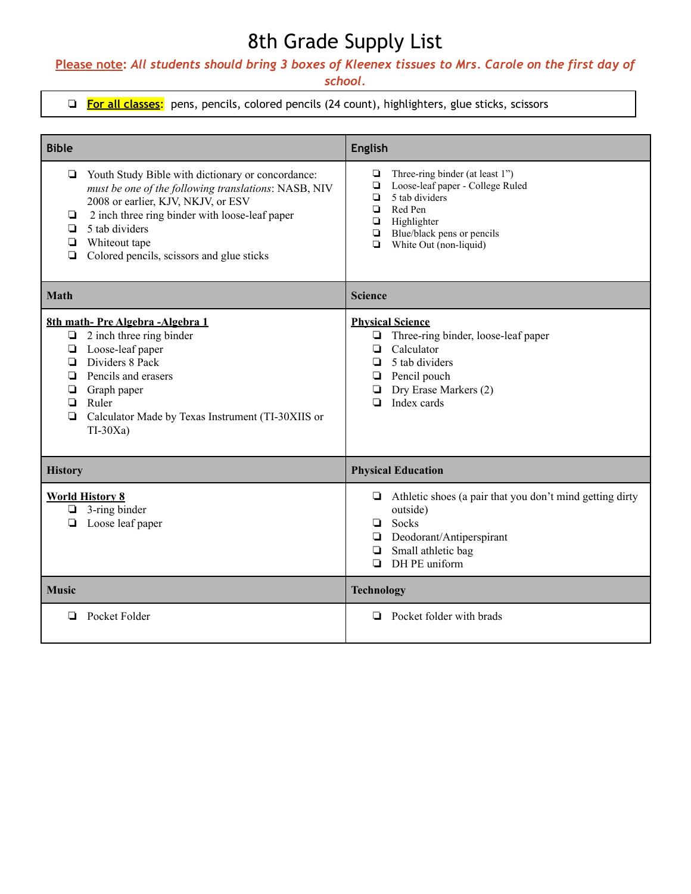# 8th Grade Supply List

**Please note:** ***All students should bring 3 boxes of Kleenex tissues to Mrs. Carole on the first day of school.***

- [ ] **For all classes:** pens, pencils, colored pencils (24 count), highlighters, glue sticks, scissors

## Bible

- [ ] Youth Study Bible with dictionary or concordance: *must be one of the following translations*: NASB, NIV 2008 or earlier, KJV, NKJV, or ESV
- [ ] 2 inch three ring binder with loose-leaf paper
- [ ] 5 tab dividers
- [ ] Whiteout tape
- [ ] Colored pencils, scissors and glue sticks

## English

- [ ] Three-ring binder (at least 1")
- [ ] Loose-leaf paper - College Ruled
- [ ] 5 tab dividers
- [ ] Red Pen
- [ ] Highlighter
- [ ] Blue/black pens or pencils
- [ ] White Out (non-liquid)

## Math

**8th math- Pre Algebra -Algebra 1**

- [ ] 2 inch three ring binder
- [ ] Loose-leaf paper
- [ ] Dividers 8 Pack
- [ ] Pencils and erasers
- [ ] Graph paper
- [ ] Ruler
- [ ] Calculator Made by Texas Instrument (TI-30XIIS or TI-30Xa)

## Science

**Physical Science**

- [ ] Three-ring binder, loose-leaf paper
- [ ] Calculator
- [ ] 5 tab dividers
- [ ] Pencil pouch
- [ ] Dry Erase Markers (2)
- [ ] Index cards

## History

**World History 8**

- [ ] 3-ring binder
- [ ] Loose leaf paper

## Physical Education

- [ ] Athletic shoes (a pair that you don't mind getting dirty outside)
- [ ] Socks
- [ ] Deodorant/Antiperspirant
- [ ] Small athletic bag
- [ ] DH PE uniform

## Music

- [ ] Pocket Folder

## Technology

- [ ] Pocket folder with brads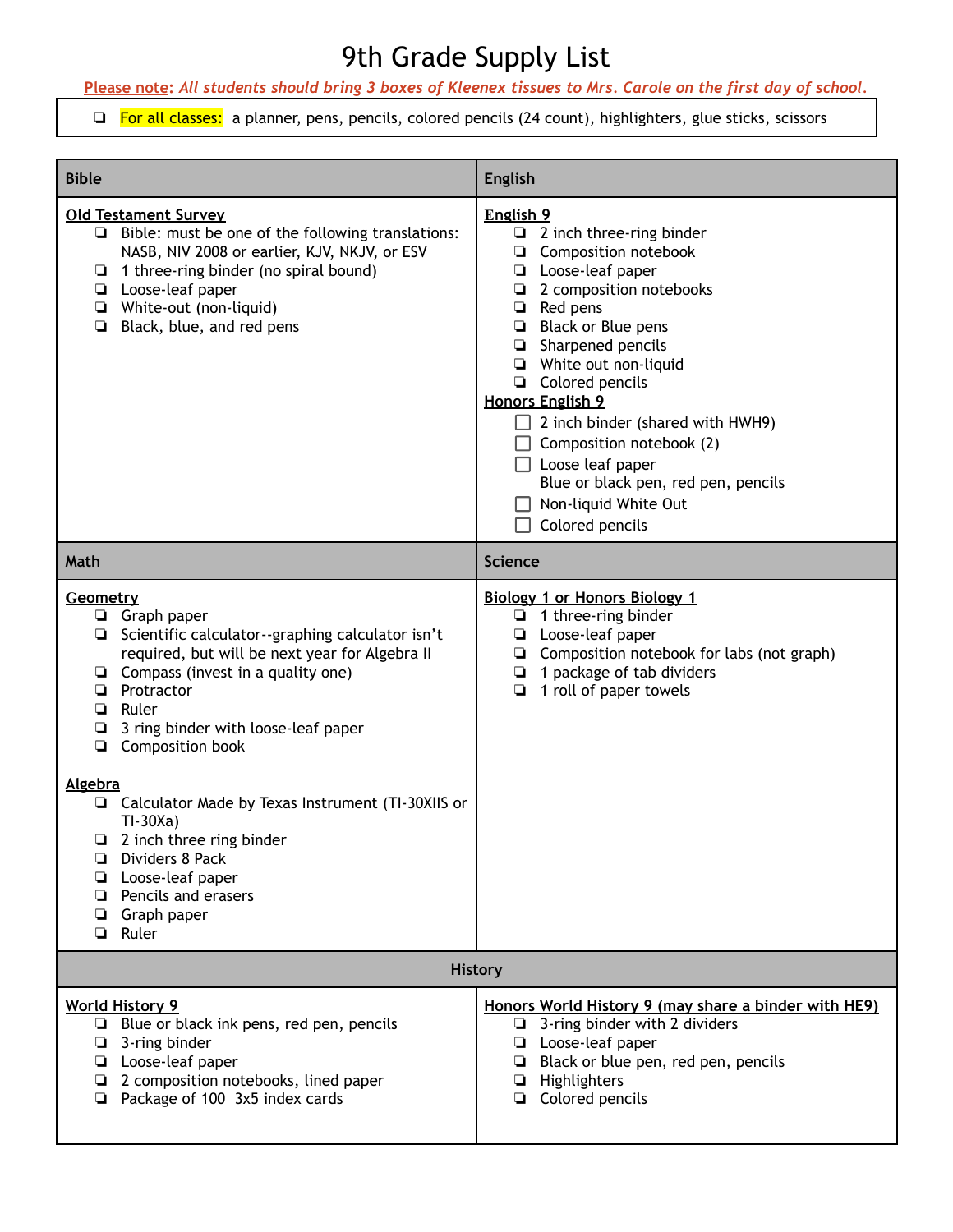# 9th Grade Supply List

Please note: *All students should bring 3 boxes of Kleenex tissues to Mrs. Carole on the first day of school.*

- For all classes: a planner, pens, pencils, colored pencils (24 count), highlighters, glue sticks, scissors

## Bible

**Old Testament Survey**

- Bible: must be one of the following translations: NASB, NIV 2008 or earlier, KJV, NKJV, or ESV
- 1 three-ring binder (no spiral bound)
- Loose-leaf paper
- White-out (non-liquid)
- Black, blue, and red pens

## English

**English 9**

- 2 inch three-ring binder
- Composition notebook
- Loose-leaf paper
- 2 composition notebooks
- Red pens
- Black or Blue pens
- Sharpened pencils
- White out non-liquid
- Colored pencils

**Honors English 9**

- 2 inch binder (shared with HWH9)
- Composition notebook (2)
- Loose leaf paper  
  Blue or black pen, red pen, pencils
- Non-liquid White Out
- Colored pencils

## Math

**Geometry**

- Graph paper
- Scientific calculator--graphing calculator isn't required, but will be next year for Algebra II
- Compass (invest in a quality one)
- Protractor
- Ruler
- 3 ring binder with loose-leaf paper
- Composition book

**Algebra**

- Calculator Made by Texas Instrument (TI-30XIIS or TI-30Xa)
- 2 inch three ring binder
- Dividers 8 Pack
- Loose-leaf paper
- Pencils and erasers
- Graph paper
- Ruler

## Science

**Biology 1 or Honors Biology 1**

- 1 three-ring binder
- Loose-leaf paper
- Composition notebook for labs (not graph)
- 1 package of tab dividers
- 1 roll of paper towels

## History

**World History 9**

- Blue or black ink pens, red pen, pencils
- 3-ring binder
- Loose-leaf paper
- 2 composition notebooks, lined paper
- Package of 100 3x5 index cards

**Honors World History 9 (may share a binder with HE9)**

- 3-ring binder with 2 dividers
- Loose-leaf paper
- Black or blue pen, red pen, pencils
- Highlighters
- Colored pencils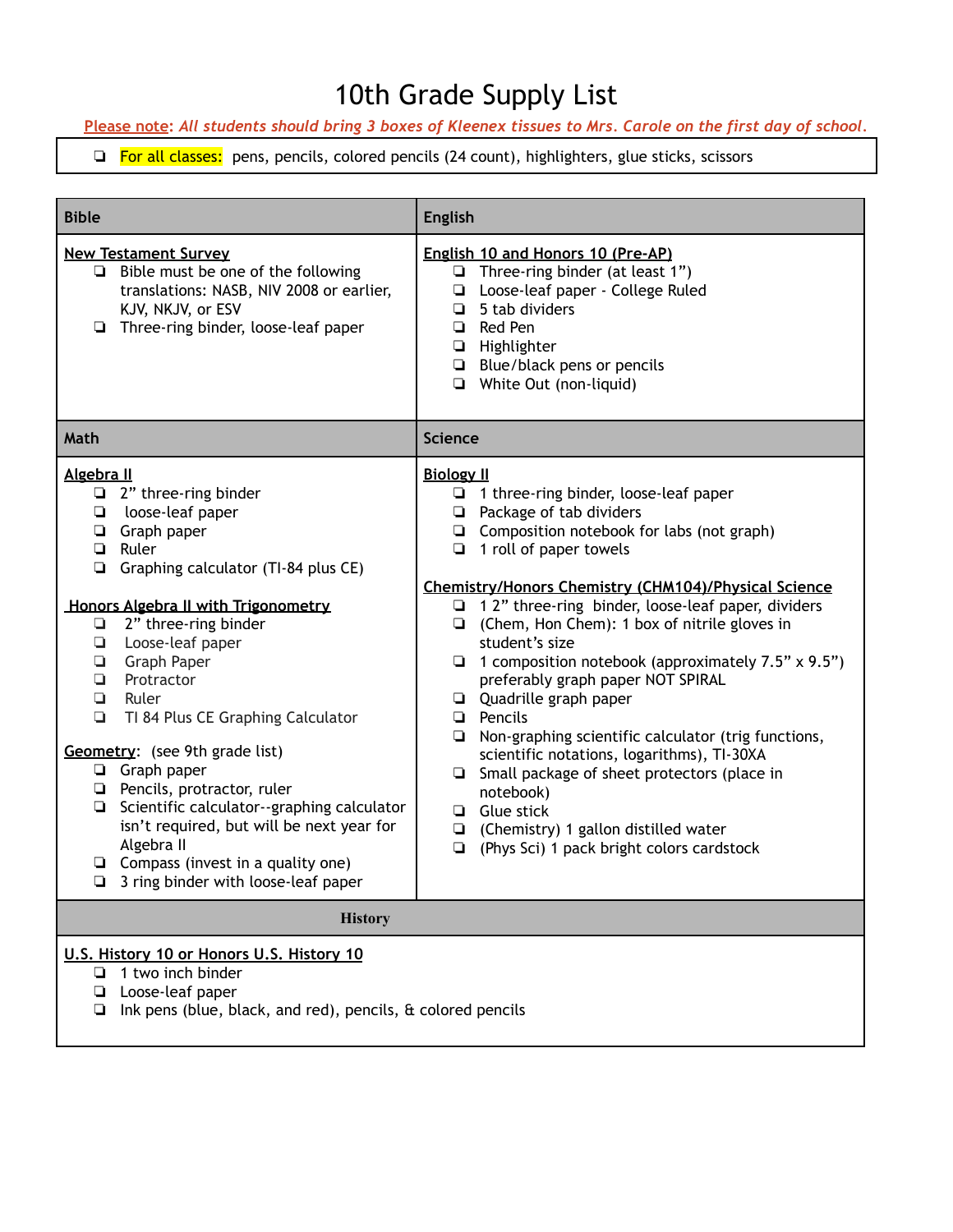# 10th Grade Supply List

Please note: *All students should bring 3 boxes of Kleenex tissues to Mrs. Carole on the first day of school.*

- For all classes: pens, pencils, colored pencils (24 count), highlighters, glue sticks, scissors

## Bible

New Testament Survey

- Bible must be one of the following translations: NASB, NIV 2008 or earlier, KJV, NKJV, or ESV
- Three-ring binder, loose-leaf paper

## English

English 10 and Honors 10 (Pre-AP)

- Three-ring binder (at least 1")
- Loose-leaf paper - College Ruled
- 5 tab dividers
- Red Pen
- Highlighter
- Blue/black pens or pencils
- White Out (non-liquid)

## Math

Algebra II

- 2" three-ring binder
- loose-leaf paper
- Graph paper
- Ruler
- Graphing calculator (TI-84 plus CE)

Honors Algebra II with Trigonometry

- 2" three-ring binder
- Loose-leaf paper
- Graph Paper
- Protractor
- Ruler
- TI 84 Plus CE Graphing Calculator

Geometry: (see 9th grade list)

- Graph paper
- Pencils, protractor, ruler
- Scientific calculator--graphing calculator isn't required, but will be next year for Algebra II
- Compass (invest in a quality one)
- 3 ring binder with loose-leaf paper

## Science

Biology II

- 1 three-ring binder, loose-leaf paper
- Package of tab dividers
- Composition notebook for labs (not graph)
- 1 roll of paper towels

Chemistry/Honors Chemistry (CHM104)/Physical Science

- 1 2" three-ring binder, loose-leaf paper, dividers
- (Chem, Hon Chem): 1 box of nitrile gloves in student's size
- 1 composition notebook (approximately 7.5" x 9.5") preferably graph paper NOT SPIRAL
- Quadrille graph paper
- Pencils
- Non-graphing scientific calculator (trig functions, scientific notations, logarithms), TI-30XA
- Small package of sheet protectors (place in notebook)
- Glue stick
- (Chemistry) 1 gallon distilled water
- (Phys Sci) 1 pack bright colors cardstock

## History

U.S. History 10 or Honors U.S. History 10

- 1 two inch binder
- Loose-leaf paper
- Ink pens (blue, black, and red), pencils, & colored pencils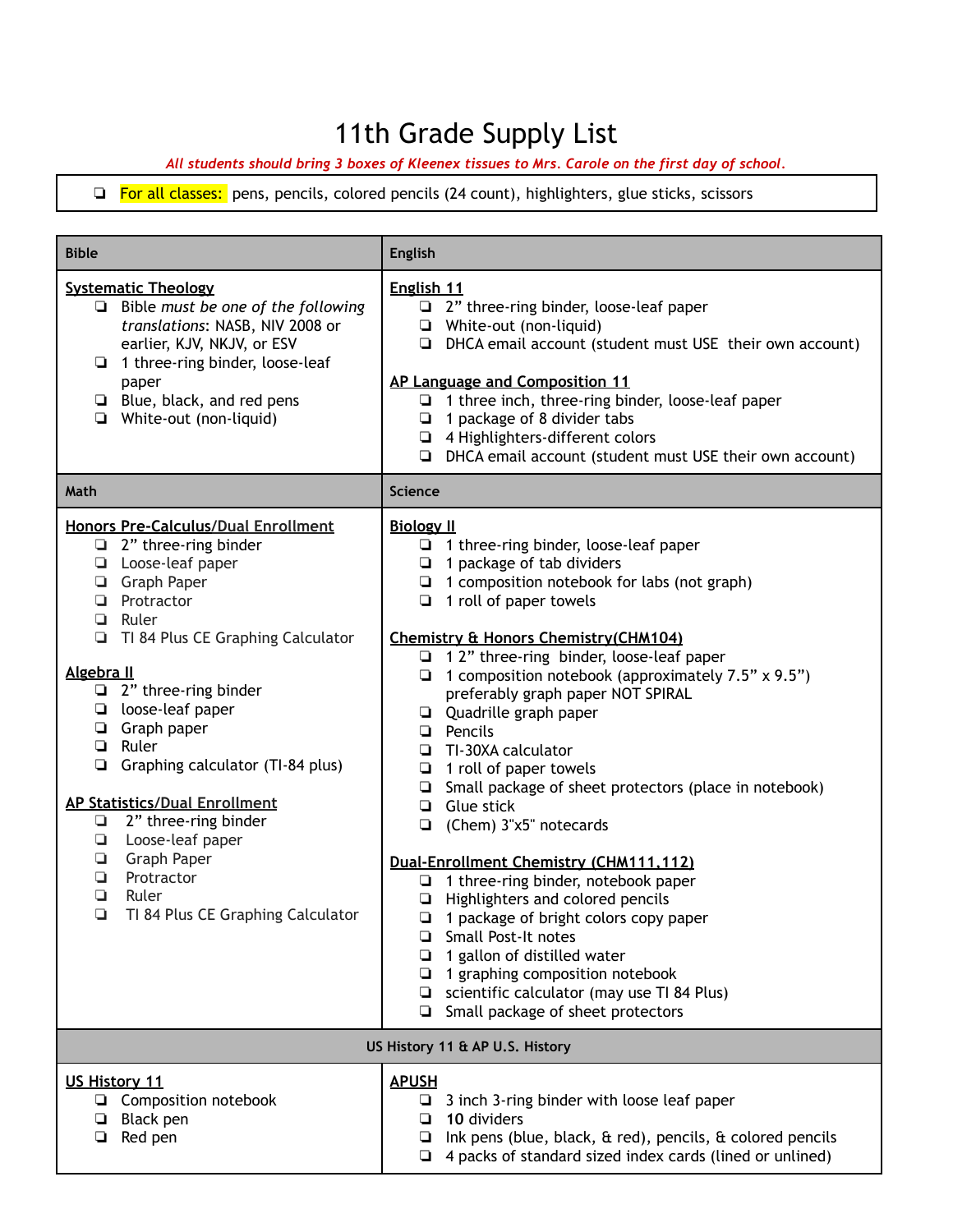# 11th Grade Supply List

*All students should bring 3 boxes of Kleenex tissues to Mrs. Carole on the first day of school.*

- ❏ For all classes: pens, pencils, colored pencils (24 count), highlighters, glue sticks, scissors

## Bible

**Systematic Theology**
- ❏ Bible *must be one of the following translations*: NASB, NIV 2008 or earlier, KJV, NKJV, or ESV
- ❏ 1 three-ring binder, loose-leaf paper
- ❏ Blue, black, and red pens
- ❏ White-out (non-liquid)

## English

**English 11**
- ❏ 2” three-ring binder, loose-leaf paper
- ❏ White-out (non-liquid)
- ❏ DHCA email account (student must USE their own account)

**AP Language and Composition 11**
- ❏ 1 three inch, three-ring binder, loose-leaf paper
- ❏ 1 package of 8 divider tabs
- ❏ 4 Highlighters-different colors
- ❏ DHCA email account (student must USE their own account)

## Math

**Honors Pre-Calculus/Dual Enrollment**
- ❏ 2” three-ring binder
- ❏ Loose-leaf paper
- ❏ Graph Paper
- ❏ Protractor
- ❏ Ruler
- ❏ TI 84 Plus CE Graphing Calculator

**Algebra II**
- ❏ 2” three-ring binder
- ❏ loose-leaf paper
- ❏ Graph paper
- ❏ Ruler
- ❏ Graphing calculator (TI-84 plus)

**AP Statistics/Dual Enrollment**
- ❏ 2” three-ring binder
- ❏ Loose-leaf paper
- ❏ Graph Paper
- ❏ Protractor
- ❏ Ruler
- ❏ TI 84 Plus CE Graphing Calculator

## Science

**Biology II**
- ❏ 1 three-ring binder, loose-leaf paper
- ❏ 1 package of tab dividers
- ❏ 1 composition notebook for labs (not graph)
- ❏ 1 roll of paper towels

**Chemistry & Honors Chemistry(CHM104)**
- ❏ 1 2” three-ring binder, loose-leaf paper
- ❏ 1 composition notebook (approximately 7.5” x 9.5”) preferably graph paper NOT SPIRAL
- ❏ Quadrille graph paper
- ❏ Pencils
- ❏ TI-30XA calculator
- ❏ 1 roll of paper towels
- ❏ Small package of sheet protectors (place in notebook)
- ❏ Glue stick
- ❏ (Chem) 3"x5" notecards

**Dual-Enrollment Chemistry (CHM111,112)**
- ❏ 1 three-ring binder, notebook paper
- ❏ Highlighters and colored pencils
- ❏ 1 package of bright colors copy paper
- ❏ Small Post-It notes
- ❏ 1 gallon of distilled water
- ❏ 1 graphing composition notebook
- ❏ scientific calculator (may use TI 84 Plus)
- ❏ Small package of sheet protectors

## US History 11 & AP U.S. History

**US History 11**
- ❏ Composition notebook
- ❏ Black pen
- ❏ Red pen

**APUSH**
- ❏ 3 inch 3-ring binder with loose leaf paper
- ❏ 10 dividers
- ❏ Ink pens (blue, black, & red), pencils, & colored pencils
- ❏ 4 packs of standard sized index cards (lined or unlined)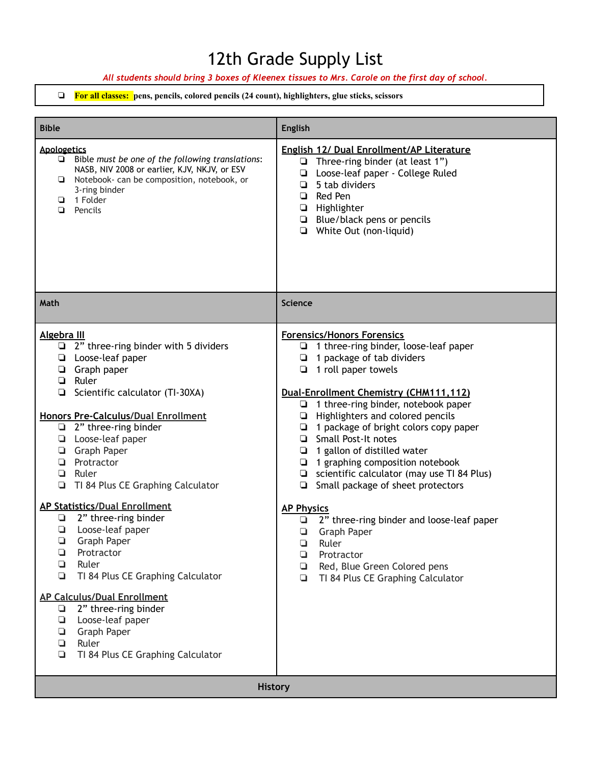# 12th Grade Supply List

*All students should bring 3 boxes of Kleenex tissues to Mrs. Carole on the first day of school.*

- ❏ **For all classes:** pens, pencils, colored pencils (24 count), highlighters, glue sticks, scissors

## Bible

**Apologetics**

- ❏ Bible *must be one of the following translations*: NASB, NIV 2008 or earlier, KJV, NKJV, or ESV
- ❏ Notebook- can be composition, notebook, or 3-ring binder
- ❏ 1 Folder
- ❏ Pencils

## English

**English 12/ Dual Enrollment/AP Literature**

- ❏ Three-ring binder (at least 1")
- ❏ Loose-leaf paper - College Ruled
- ❏ 5 tab dividers
- ❏ Red Pen
- ❏ Highlighter
- ❏ Blue/black pens or pencils
- ❏ White Out (non-liquid)

## Math

**Algebra III**

- ❏ 2" three-ring binder with 5 dividers
- ❏ Loose-leaf paper
- ❏ Graph paper
- ❏ Ruler
- ❏ Scientific calculator (TI-30XA)

**Honors Pre-Calculus/Dual Enrollment**

- ❏ 2" three-ring binder
- ❏ Loose-leaf paper
- ❏ Graph Paper
- ❏ Protractor
- ❏ Ruler
- ❏ TI 84 Plus CE Graphing Calculator

**AP Statistics/Dual Enrollment**

- ❏ 2" three-ring binder
- ❏ Loose-leaf paper
- ❏ Graph Paper
- ❏ Protractor
- ❏ Ruler
- ❏ TI 84 Plus CE Graphing Calculator

**AP Calculus/Dual Enrollment**

- ❏ 2" three-ring binder
- ❏ Loose-leaf paper
- ❏ Graph Paper
- ❏ Ruler
- ❏ TI 84 Plus CE Graphing Calculator

## Science

**Forensics/Honors Forensics**

- ❏ 1 three-ring binder, loose-leaf paper
- ❏ 1 package of tab dividers
- ❏ 1 roll paper towels

**Dual-Enrollment Chemistry (CHM111,112)**

- ❏ 1 three-ring binder, notebook paper
- ❏ Highlighters and colored pencils
- ❏ 1 package of bright colors copy paper
- ❏ Small Post-It notes
- ❏ 1 gallon of distilled water
- ❏ 1 graphing composition notebook
- ❏ scientific calculator (may use TI 84 Plus)
- ❏ Small package of sheet protectors

**AP Physics**

- ❏ 2" three-ring binder and loose-leaf paper
- ❏ Graph Paper
- ❏ Ruler
- ❏ Protractor
- ❏ Red, Blue Green Colored pens
- ❏ TI 84 Plus CE Graphing Calculator

## History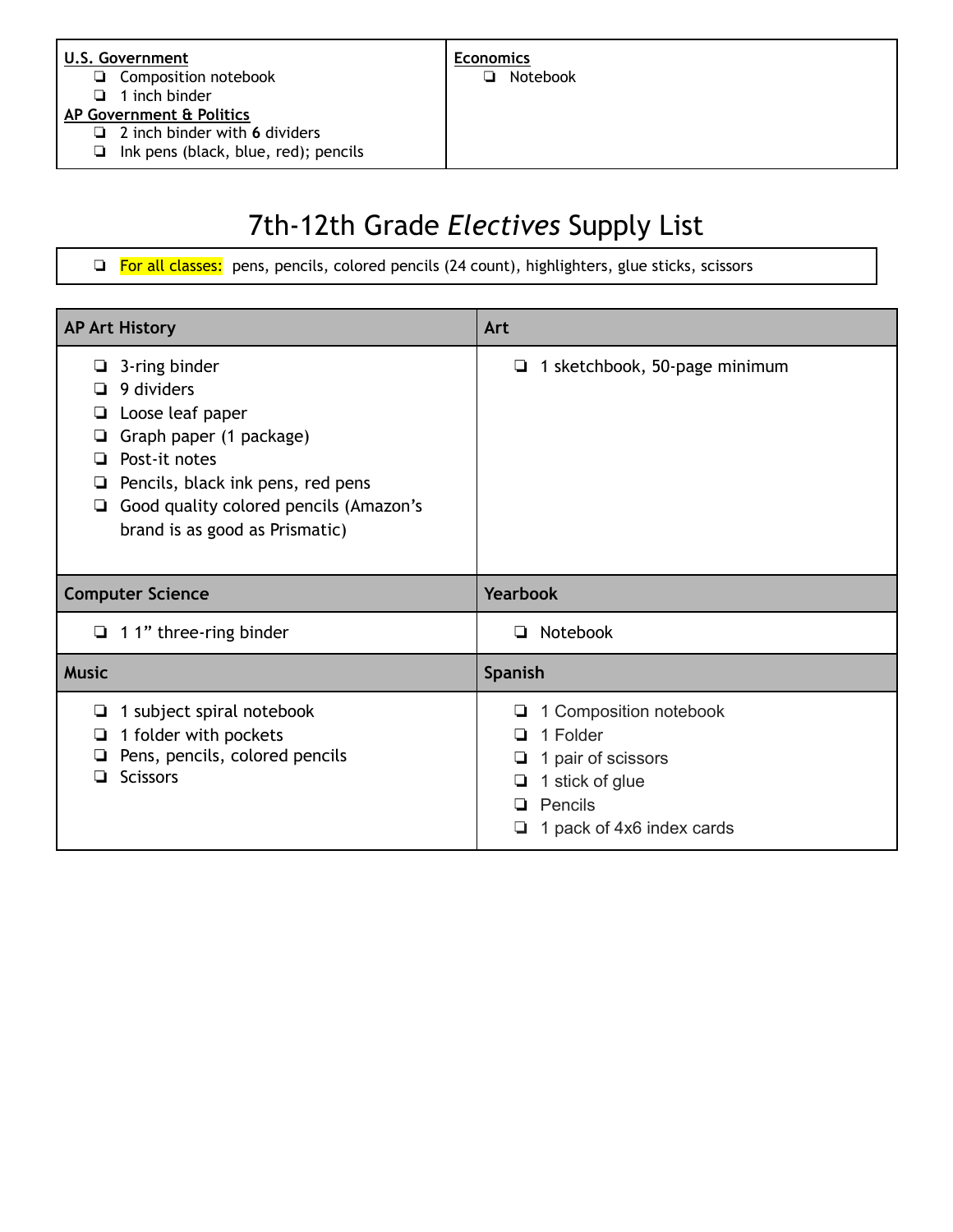| | |
|---|---|
| **U.S. Government**<br>❏ Composition notebook<br>❏ 1 inch binder<br>**AP Government & Politics**<br>❏ 2 inch binder with **6** dividers<br>❏ Ink pens (black, blue, red); pencils | **Economics**<br>❏ Notebook |

# 7th-12th Grade *Electives* Supply List

❏ For all classes: pens, pencils, colored pencils (24 count), highlighters, glue sticks, scissors

| AP Art History | Art |
|---|---|
| ❏ 3-ring binder<br>❏ 9 dividers<br>❏ Loose leaf paper<br>❏ Graph paper (1 package)<br>❏ Post-it notes<br>❏ Pencils, black ink pens, red pens<br>❏ Good quality colored pencils (Amazon's brand is as good as Prismatic) | ❏ 1 sketchbook, 50-page minimum |
| **Computer Science** | **Yearbook** |
| ❏ 1 1" three-ring binder | ❏ Notebook |
| **Music** | **Spanish** |
| ❏ 1 subject spiral notebook<br>❏ 1 folder with pockets<br>❏ Pens, pencils, colored pencils<br>❏ Scissors | ❏ 1 Composition notebook<br>❏ 1 Folder<br>❏ 1 pair of scissors<br>❏ 1 stick of glue<br>❏ Pencils<br>❏ 1 pack of 4x6 index cards |